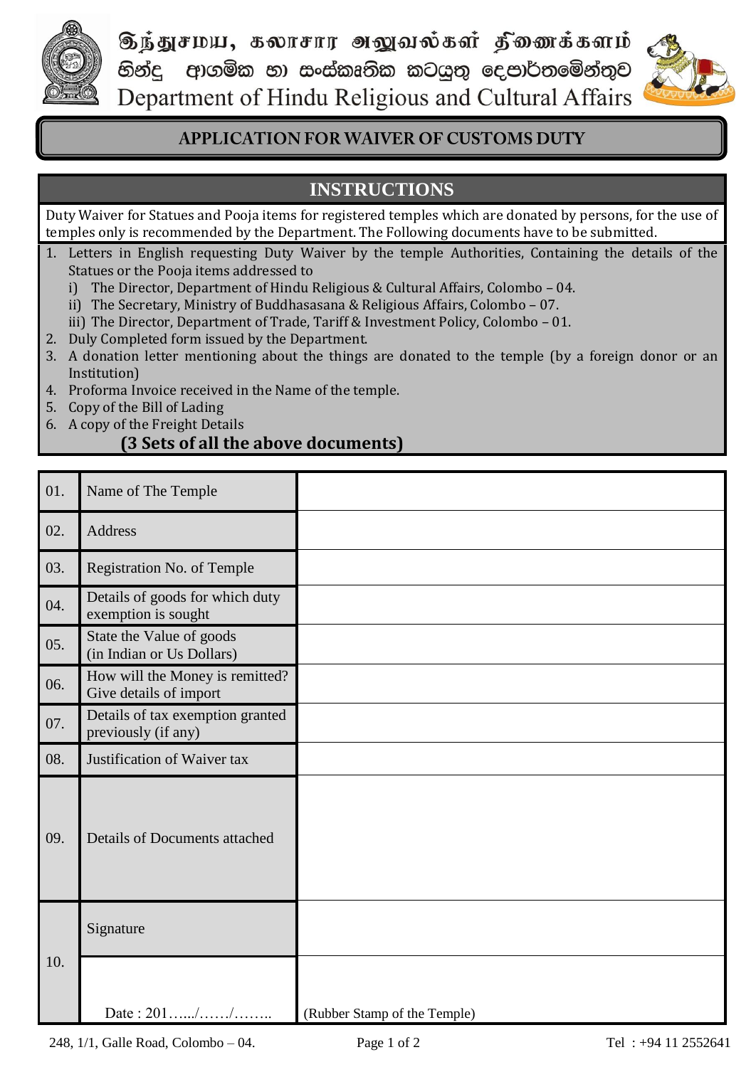இந்துசமய, கலாசார அலுவல்கள் திணைக்களம்
හින්දු ආගමික හා සංස්කෘතික කටයුතු දෙපාර්තමේන්තුව
Department of Hindu Religious and Cultural Affairs

# APPLICATION FOR WAIVER OF CUSTOMS DUTY

## INSTRUCTIONS

Duty Waiver for Statues and Pooja items for registered temples which are donated by persons, for the use of temples only is recommended by the Department. The Following documents have to be submitted.

1. Letters in English requesting Duty Waiver by the temple Authorities, Containing the details of the Statues or the Pooja items addressed to
   i) The Director, Department of Hindu Religious & Cultural Affairs, Colombo – 04.
   ii) The Secretary, Ministry of Buddhasasana & Religious Affairs, Colombo – 07.
   iii) The Director, Department of Trade, Tariff & Investment Policy, Colombo – 01.
2. Duly Completed form issued by the Department.
3. A donation letter mentioning about the things are donated to the temple (by a foreign donor or an Institution)
4. Proforma Invoice received in the Name of the temple.
5. Copy of the Bill of Lading
6. A copy of the Freight Details

**(3 Sets of all the above documents)**

| | | |
|---|---|---|
| 01. | Name of The Temple | |
| 02. | Address | |
| 03. | Registration No. of Temple | |
| 04. | Details of goods for which duty exemption is sought | |
| 05. | State the Value of goods (in Indian or Us Dollars) | |
| 06. | How will the Money is remitted? Give details of import | |
| 07. | Details of tax exemption granted previously (if any) | |
| 08. | Justification of Waiver tax | |
| 09. | Details of Documents attached | |
| 10. | Signature | |
| | Date : 201…../……/…….. | (Rubber Stamp of the Temple) |

248, 1/1, Galle Road, Colombo – 04. Tel : +94 11 2552641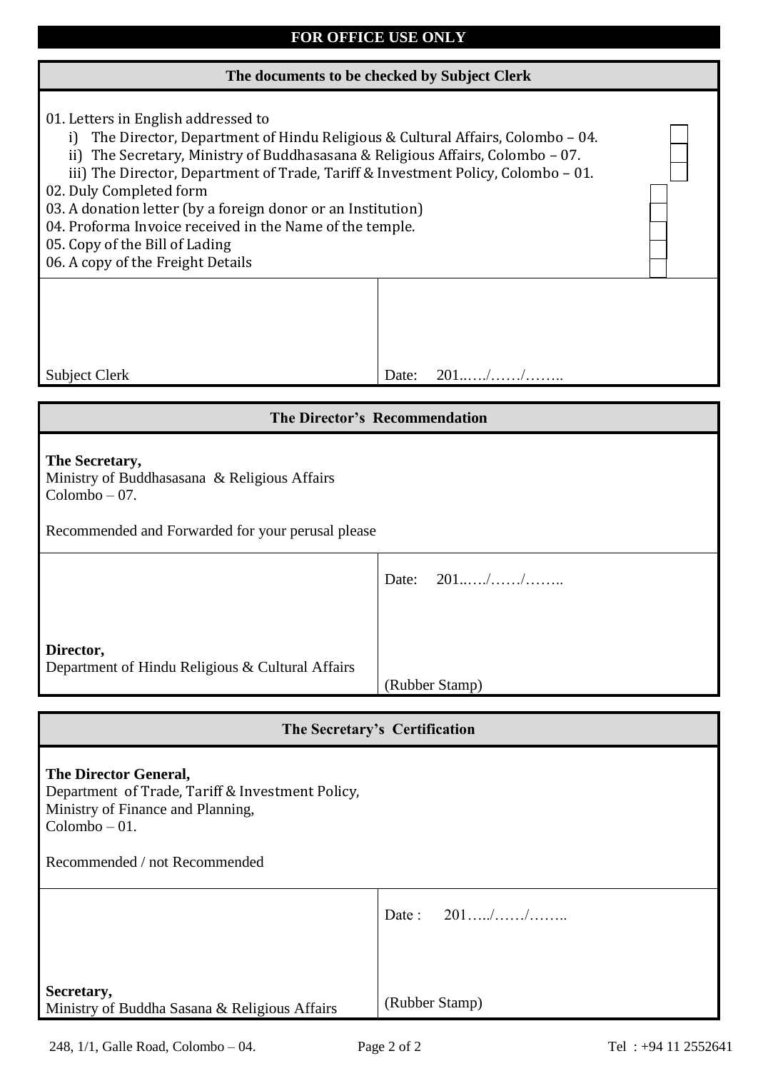**FOR OFFICE USE ONLY**

### The documents to be checked by Subject Clerk

01. Letters in English addressed to
    1. The Director, Department of Hindu Religious & Cultural Affairs, Colombo – 04. ☐
    2. The Secretary, Ministry of Buddhasasana & Religious Affairs, Colombo – 07. ☐
    3. The Director, Department of Trade, Tariff & Investment Policy, Colombo – 01. ☐
02. Duly Completed form ☐
03. A donation letter (by a foreign donor or an Institution) ☐
04. Proforma Invoice received in the Name of the temple. ☐
05. Copy of the Bill of Lading ☐
06. A copy of the Freight Details ☐

| | |
|---|---|
| Subject Clerk | Date: 201..…/……/…….. |

### The Director's Recommendation

**The Secretary,**
Ministry of Buddhasasana & Religious Affairs
Colombo – 07.

Recommended and Forwarded for your perusal please

| | |
|---|---|
| **Director,**<br>Department of Hindu Religious & Cultural Affairs | Date: 201..…/……/……..<br><br>(Rubber Stamp) |

### The Secretary's Certification

**The Director General,**
Department of Trade, Tariff & Investment Policy,
Ministry of Finance and Planning,
Colombo – 01.

Recommended / not Recommended

| | |
|---|---|
| **Secretary,**<br>Ministry of Buddha Sasana & Religious Affairs | Date : 201…../……/……..<br><br>(Rubber Stamp) |

248, 1/1, Galle Road, Colombo – 04. Tel : +94 11 2552641